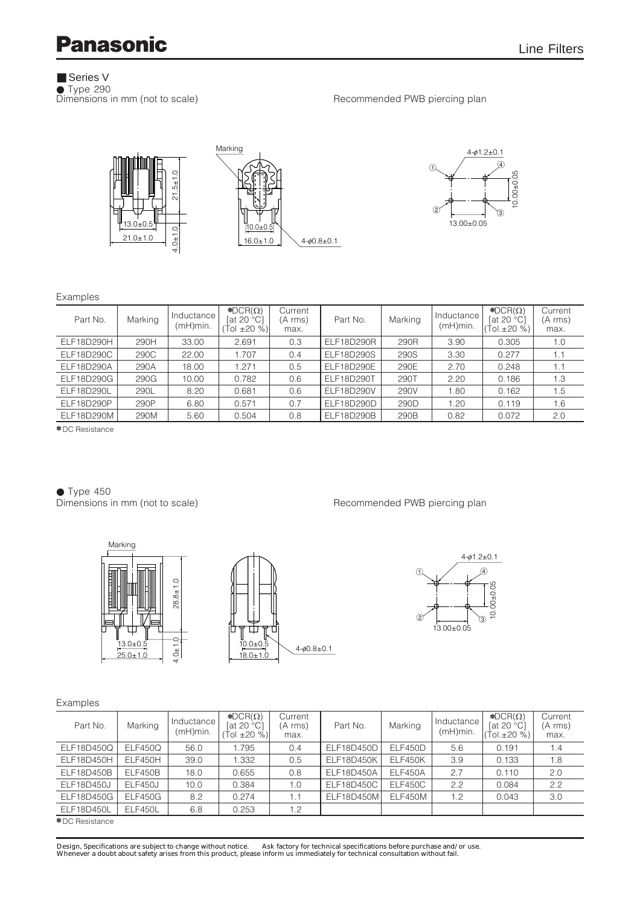## Series V

● Type 290

Dimensions in mm (not to scale)

Recommended PWB piercing plan

Examples

| Part No. | Marking | Inductance (mH)min. | *DCR(Ω) [at 20 °C] (Tol ±20 %) | Current (A rms) max. | Part No. | Marking | Inductance (mH)min. | *DCR(Ω) [at 20 °C] (Tol.±20 %) | Current (A rms) max. |
|---|---|---|---|---|---|---|---|---|---|
| ELF18D290H | 290H | 33.00 | 2.691 | 0.3 | ELF18D290R | 290R | 3.90 | 0.305 | 1.0 |
| ELF18D290C | 290C | 22.00 | 1.707 | 0.4 | ELF18D290S | 290S | 3.30 | 0.277 | 1.1 |
| ELF18D290A | 290A | 18.00 | 1.271 | 0.5 | ELF18D290E | 290E | 2.70 | 0.248 | 1.1 |
| ELF18D290G | 290G | 10.00 | 0.782 | 0.6 | ELF18D290T | 290T | 2.20 | 0.186 | 1.3 |
| ELF18D290L | 290L | 8.20 | 0.681 | 0.6 | ELF18D290V | 290V | 1.80 | 0.162 | 1.5 |
| ELF18D290P | 290P | 6.80 | 0.571 | 0.7 | ELF18D290D | 290D | 1.20 | 0.119 | 1.6 |
| ELF18D290M | 290M | 5.60 | 0.504 | 0.8 | ELF18D290B | 290B | 0.82 | 0.072 | 2.0 |

*DC Resistance

● Type 450

Dimensions in mm (not to scale)

Recommended PWB piercing plan

Examples

| Part No. | Marking | Inductance (mH)min. | *DCR(Ω) [at 20 °C] (Tol ±20 %) | Current (A rms) max. | Part No. | Marking | Inductance (mH)min. | *DCR(Ω) [at 20 °C] (Tol.±20 %) | Current (A rms) max. |
|---|---|---|---|---|---|---|---|---|---|
| ELF18D450Q | ELF450Q | 56.0 | 1.795 | 0.4 | ELF18D450D | ELF450D | 5.6 | 0.191 | 1.4 |
| ELF18D450H | ELF450H | 39.0 | 1.332 | 0.5 | ELF18D450K | ELF450K | 3.9 | 0.133 | 1.8 |
| ELF18D450B | ELF450B | 18.0 | 0.655 | 0.8 | ELF18D450A | ELF450A | 2.7 | 0.110 | 2.0 |
| ELF18D450J | ELF450J | 10.0 | 0.384 | 1.0 | ELF18D450C | ELF450C | 2.2 | 0.084 | 2.2 |
| ELF18D450G | ELF450G | 8.2 | 0.274 | 1.1 | ELF18D450M | ELF450M | 1.2 | 0.043 | 3.0 |
| ELF18D450L | ELF450L | 6.8 | 0.253 | 1.2 | | | | | |

*DC Resistance

Design, Specifications are subject to change without notice. Ask factory for technical specifications before purchase and/or use.
Whenever a doubt about safety arises from this product, please inform us immediately for technical consultation without fail.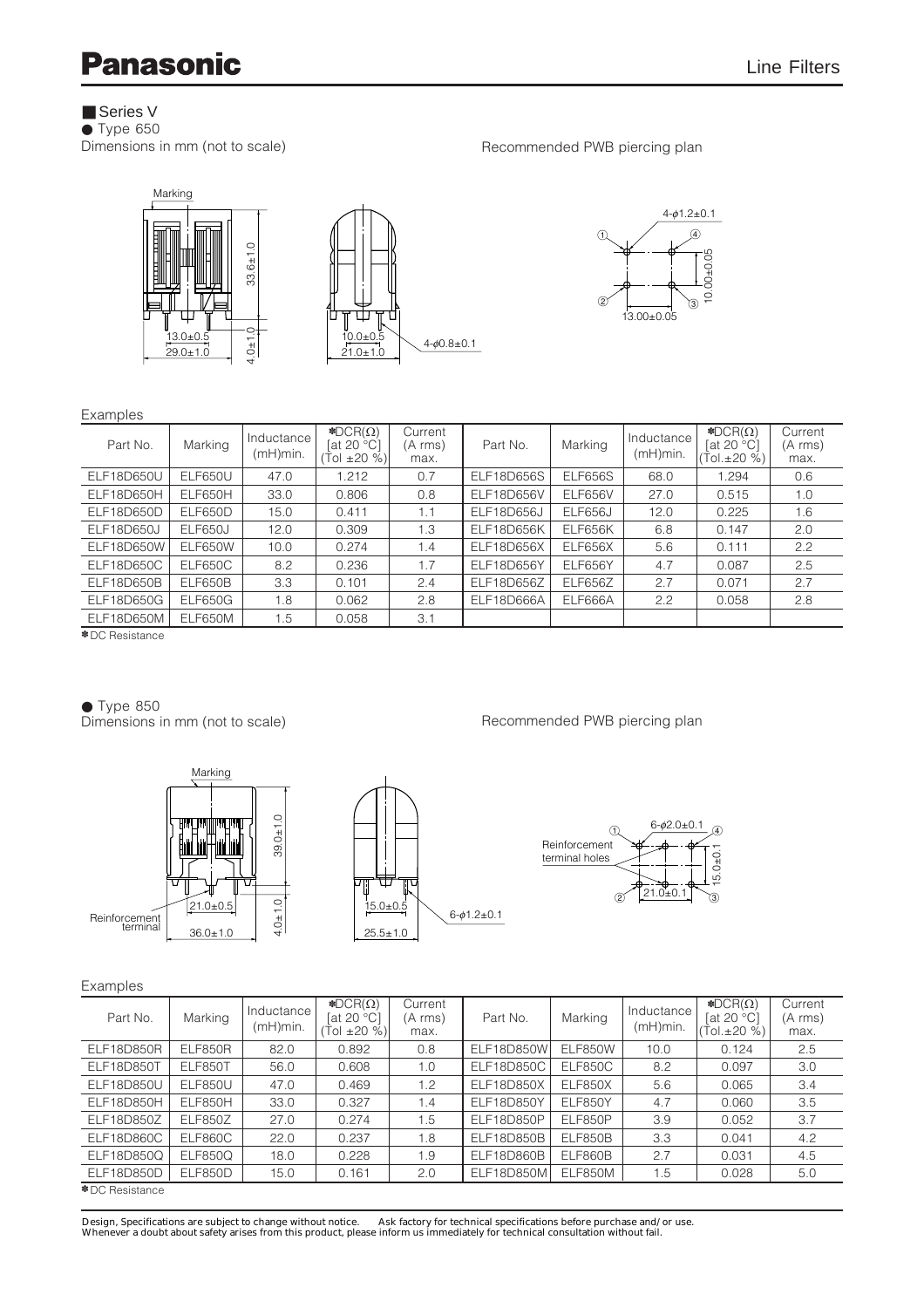## Series V

● Type 650

Dimensions in mm (not to scale)

Recommended PWB piercing plan

Marking

33.6±1.0

4.0±1.0

13.0±0.5

29.0±1.0

10.0±0.5

21.0±1.0

4-φ0.8±0.1

4-φ1.2±0.1

10.00±0.05

13.00±0.05

Examples

| Part No. | Marking | Inductance (mH)min. | ✽DCR(Ω) [at 20 °C] (Tol ±20 %) | Current (A rms) max. | Part No. | Marking | Inductance (mH)min. | ✽DCR(Ω) [at 20 °C] (Tol.±20 %) | Current (A rms) max. |
|---|---|---|---|---|---|---|---|---|---|
| ELF18D650U | ELF650U | 47.0 | 1.212 | 0.7 | ELF18D656S | ELF656S | 68.0 | 1.294 | 0.6 |
| ELF18D650H | ELF650H | 33.0 | 0.806 | 0.8 | ELF18D656V | ELF656V | 27.0 | 0.515 | 1.0 |
| ELF18D650D | ELF650D | 15.0 | 0.411 | 1.1 | ELF18D656J | ELF656J | 12.0 | 0.225 | 1.6 |
| ELF18D650J | ELF650J | 12.0 | 0.309 | 1.3 | ELF18D656K | ELF656K | 6.8 | 0.147 | 2.0 |
| ELF18D650W | ELF650W | 10.0 | 0.274 | 1.4 | ELF18D656X | ELF656X | 5.6 | 0.111 | 2.2 |
| ELF18D650C | ELF650C | 8.2 | 0.236 | 1.7 | ELF18D656Y | ELF656Y | 4.7 | 0.087 | 2.5 |
| ELF18D650B | ELF650B | 3.3 | 0.101 | 2.4 | ELF18D656Z | ELF656Z | 2.7 | 0.071 | 2.7 |
| ELF18D650G | ELF650G | 1.8 | 0.062 | 2.8 | ELF18D666A | ELF666A | 2.2 | 0.058 | 2.8 |
| ELF18D650M | ELF650M | 1.5 | 0.058 | 3.1 | | | | | |

✽DC Resistance

● Type 850

Dimensions in mm (not to scale)

Recommended PWB piercing plan

Marking

39.0±1.0

4.0±1.0

21.0±0.5

36.0±1.0

Reinforcement terminal

15.0±0.5

25.5±1.0

6-φ1.2±0.1

6-φ2.0±0.1

Reinforcement terminal holes

15.0±0.1

21.0±0.1

Examples

| Part No. | Marking | Inductance (mH)min. | ✽DCR(Ω) [at 20 °C] (Tol ±20 %) | Current (A rms) max. | Part No. | Marking | Inductance (mH)min. | ✽DCR(Ω) [at 20 °C] (Tol.±20 %) | Current (A rms) max. |
|---|---|---|---|---|---|---|---|---|---|
| ELF18D850R | ELF850R | 82.0 | 0.892 | 0.8 | ELF18D850W | ELF850W | 10.0 | 0.124 | 2.5 |
| ELF18D850T | ELF850T | 56.0 | 0.608 | 1.0 | ELF18D850C | ELF850C | 8.2 | 0.097 | 3.0 |
| ELF18D850U | ELF850U | 47.0 | 0.469 | 1.2 | ELF18D850X | ELF850X | 5.6 | 0.065 | 3.4 |
| ELF18D850H | ELF850H | 33.0 | 0.327 | 1.4 | ELF18D850Y | ELF850Y | 4.7 | 0.060 | 3.5 |
| ELF18D850Z | ELF850Z | 27.0 | 0.274 | 1.5 | ELF18D850P | ELF850P | 3.9 | 0.052 | 3.7 |
| ELF18D860C | ELF860C | 22.0 | 0.237 | 1.8 | ELF18D850B | ELF850B | 3.3 | 0.041 | 4.2 |
| ELF18D850Q | ELF850Q | 18.0 | 0.228 | 1.9 | ELF18D860B | ELF860B | 2.7 | 0.031 | 4.5 |
| ELF18D850D | ELF850D | 15.0 | 0.161 | 2.0 | ELF18D850M | ELF850M | 1.5 | 0.028 | 5.0 |

✽DC Resistance

Design, Specifications are subject to change without notice. Ask factory for technical specifications before purchase and/or use.
Whenever a doubt about safety arises from this product, please inform us immediately for technical consultation without fail.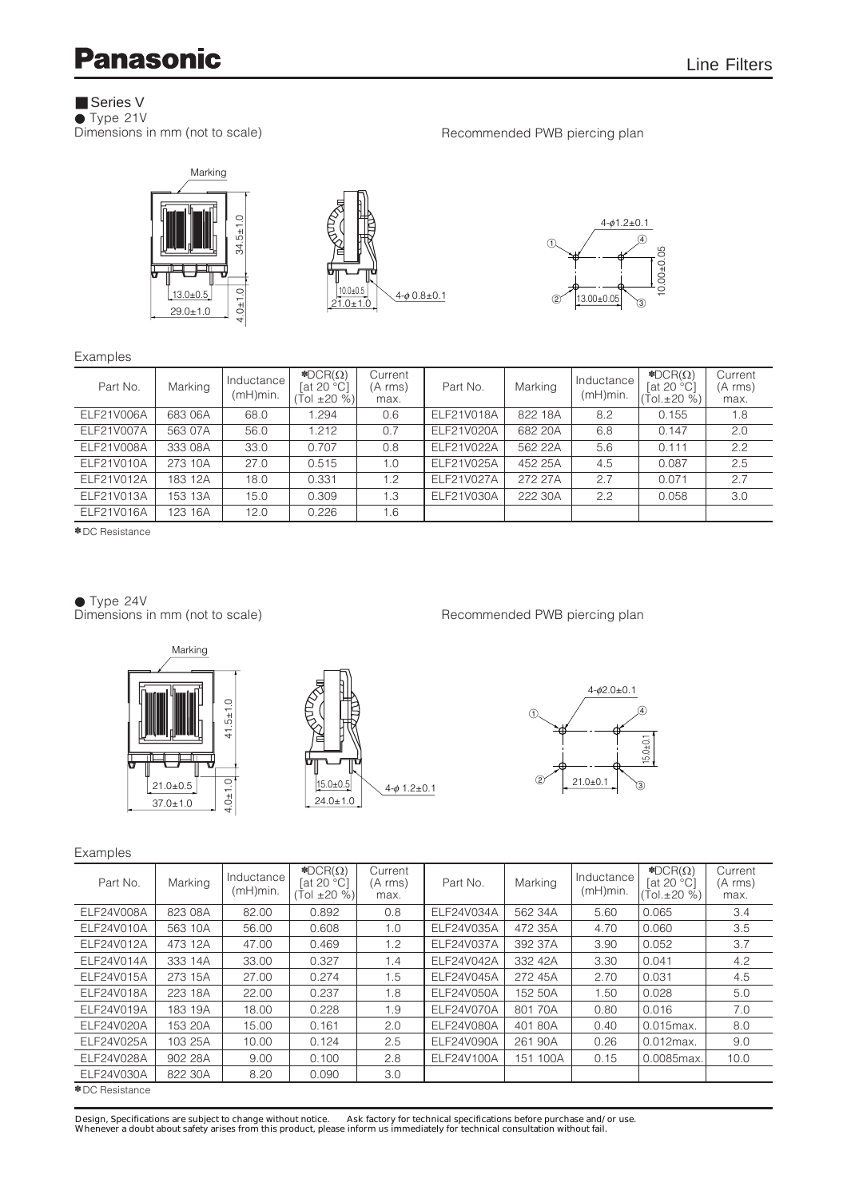## Series V

● Type 21V

Dimensions in mm (not to scale)

Recommended PWB piercing plan

Marking

34.5±1.0

13.0±0.5

29.0±1.0

4.0±1.0

10.0±0.5

21.0±1.0

4-φ 0.8±0.1

4-φ1.2±0.1

① ④ ② ③

10.00±0.05

13.00±0.05

Examples

| Part No. | Marking | Inductance (mH)min. | ✽DCR(Ω) [at 20 °C] (Tol ±20 %) | Current (A rms) max. | Part No. | Marking | Inductance (mH)min. | ✽DCR(Ω) [at 20 °C] (Tol.±20 %) | Current (A rms) max. |
|---|---|---|---|---|---|---|---|---|---|
| ELF21V006A | 683 06A | 68.0 | 1.294 | 0.6 | ELF21V018A | 822 18A | 8.2 | 0.155 | 1.8 |
| ELF21V007A | 563 07A | 56.0 | 1.212 | 0.7 | ELF21V020A | 682 20A | 6.8 | 0.147 | 2.0 |
| ELF21V008A | 333 08A | 33.0 | 0.707 | 0.8 | ELF21V022A | 562 22A | 5.6 | 0.111 | 2.2 |
| ELF21V010A | 273 10A | 27.0 | 0.515 | 1.0 | ELF21V025A | 452 25A | 4.5 | 0.087 | 2.5 |
| ELF21V012A | 183 12A | 18.0 | 0.331 | 1.2 | ELF21V027A | 272 27A | 2.7 | 0.071 | 2.7 |
| ELF21V013A | 153 13A | 15.0 | 0.309 | 1.3 | ELF21V030A | 222 30A | 2.2 | 0.058 | 3.0 |
| ELF21V016A | 123 16A | 12.0 | 0.226 | 1.6 | | | | | |

✽DC Resistance

● Type 24V

Dimensions in mm (not to scale)

Recommended PWB piercing plan

Marking

41.5±1.0

21.0±0.5

37.0±1.0

4.0±1.0

15.0±0.5

24.0±1.0

4-φ 1.2±0.1

4-φ2.0±0.1

① ④ ② ③

15.0±0.1

21.0±0.1

Examples

| Part No. | Marking | Inductance (mH)min. | ✽DCR(Ω) [at 20 °C] (Tol ±20 %) | Current (A rms) max. | Part No. | Marking | Inductance (mH)min. | ✽DCR(Ω) [at 20 °C] (Tol.±20 %) | Current (A rms) max. |
|---|---|---|---|---|---|---|---|---|---|
| ELF24V008A | 823 08A | 82.00 | 0.892 | 0.8 | ELF24V034A | 562 34A | 5.60 | 0.065 | 3.4 |
| ELF24V010A | 563 10A | 56.00 | 0.608 | 1.0 | ELF24V035A | 472 35A | 4.70 | 0.060 | 3.5 |
| ELF24V012A | 473 12A | 47.00 | 0.469 | 1.2 | ELF24V037A | 392 37A | 3.90 | 0.052 | 3.7 |
| ELF24V014A | 333 14A | 33.00 | 0.327 | 1.4 | ELF24V042A | 332 42A | 3.30 | 0.041 | 4.2 |
| ELF24V015A | 273 15A | 27.00 | 0.274 | 1.5 | ELF24V045A | 272 45A | 2.70 | 0.031 | 4.5 |
| ELF24V018A | 223 18A | 22.00 | 0.237 | 1.8 | ELF24V050A | 152 50A | 1.50 | 0.028 | 5.0 |
| ELF24V019A | 183 19A | 18.00 | 0.228 | 1.9 | ELF24V070A | 801 70A | 0.80 | 0.016 | 7.0 |
| ELF24V020A | 153 20A | 15.00 | 0.161 | 2.0 | ELF24V080A | 401 80A | 0.40 | 0.015max. | 8.0 |
| ELF24V025A | 103 25A | 10.00 | 0.124 | 2.5 | ELF24V090A | 261 90A | 0.26 | 0.012max. | 9.0 |
| ELF24V028A | 902 28A | 9.00 | 0.100 | 2.8 | ELF24V100A | 151 100A | 0.15 | 0.0085max. | 10.0 |
| ELF24V030A | 822 30A | 8.20 | 0.090 | 3.0 | | | | | |

✽DC Resistance

Design, Specifications are subject to change without notice. Ask factory for technical specifications before purchase and/or use.
Whenever a doubt about safety arises from this product, please inform us immediately for technical consultation without fail.